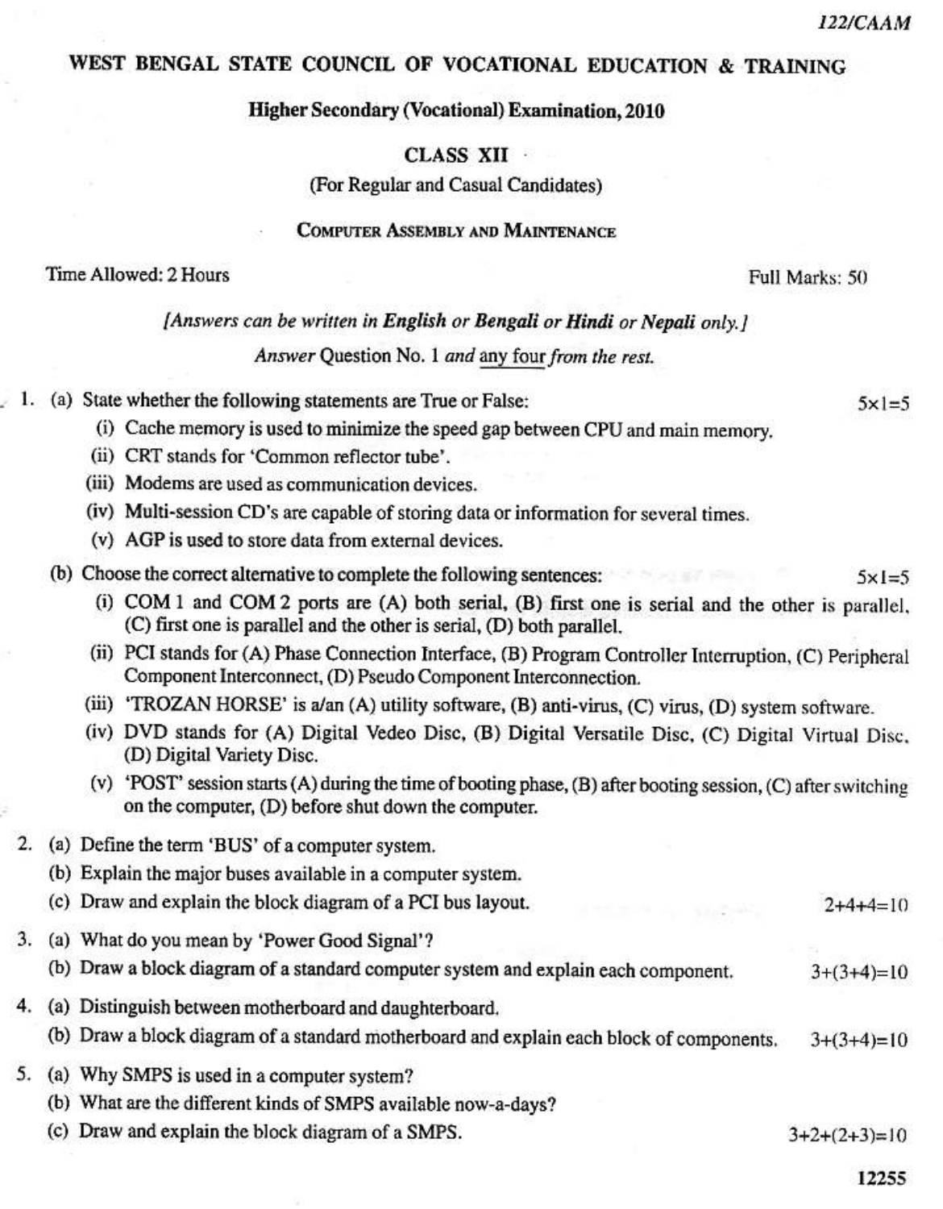122/CAAM

# WEST BENGAL STATE COUNCIL OF VOCATIONAL EDUCATION & TRAINING

## Higher Secondary (Vocational) Examination, 2010

## CLASS XII

(For Regular and Casual Candidates)

## COMPUTER ASSEMBLY AND MAINTENANCE

Time Allowed: 2 Hours | Full Marks: 50

*[Answers can be written in **English** or **Bengali** or **Hindi** or **Nepali** only.]*

*Answer* Question No. 1 *and* any four *from the rest.*

1. (a) State whether the following statements are True or False: 5×1=5

   (i) Cache memory is used to minimize the speed gap between CPU and main memory.

   (ii) CRT stands for 'Common reflector tube'.

   (iii) Modems are used as communication devices.

   (iv) Multi-session CD's are capable of storing data or information for several times.

   (v) AGP is used to store data from external devices.

   (b) Choose the correct alternative to complete the following sentences: 5×1=5

   (i) COM 1 and COM 2 ports are (A) both serial, (B) first one is serial and the other is parallel, (C) first one is parallel and the other is serial, (D) both parallel.

   (ii) PCI stands for (A) Phase Connection Interface, (B) Program Controller Interruption, (C) Peripheral Component Interconnect, (D) Pseudo Component Interconnection.

   (iii) 'TROZAN HORSE' is a/an (A) utility software, (B) anti-virus, (C) virus, (D) system software.

   (iv) DVD stands for (A) Digital Vedeo Disc, (B) Digital Versatile Disc, (C) Digital Virtual Disc, (D) Digital Variety Disc.

   (v) 'POST' session starts (A) during the time of booting phase, (B) after booting session, (C) after switching on the computer, (D) before shut down the computer.

2. (a) Define the term 'BUS' of a computer system.

   (b) Explain the major buses available in a computer system.

   (c) Draw and explain the block diagram of a PCI bus layout. 2+4+4=10

3. (a) What do you mean by 'Power Good Signal'?

   (b) Draw a block diagram of a standard computer system and explain each component. 3+(3+4)=10

4. (a) Distinguish between motherboard and daughterboard.

   (b) Draw a block diagram of a standard motherboard and explain each block of components. 3+(3+4)=10

5. (a) Why SMPS is used in a computer system?

   (b) What are the different kinds of SMPS available now-a-days?

   (c) Draw and explain the block diagram of a SMPS. 3+2+(2+3)=10

12255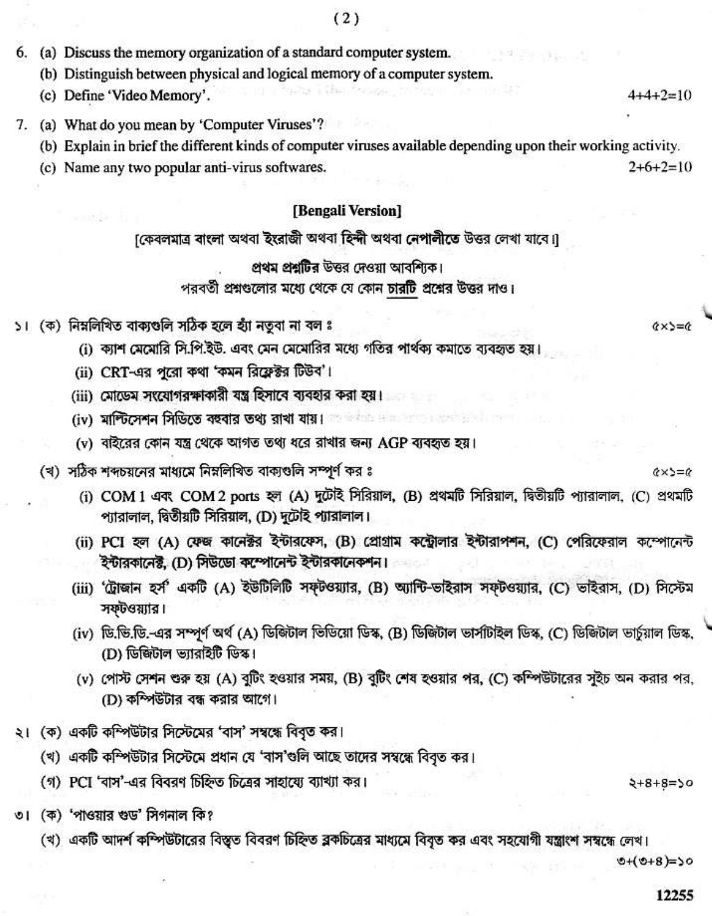6. (a) Discuss the memory organization of a standard computer system.

   (b) Distinguish between physical and logical memory of a computer system.

   (c) Define 'Video Memory'. 4+4+2=10

7. (a) What do you mean by 'Computer Viruses'?

   (b) Explain in brief the different kinds of computer viruses available depending upon their working activity.

   (c) Name any two popular anti-virus softwares. 2+6+2=10

## [Bengali Version]

[কেবলমাত্র বাংলা অথবা ইংরাজী অথবা হিন্দী অথবা নেপালীতে উত্তর লেখা যাবে।]

প্রথম প্রশ্নটির উত্তর দেওয়া আবশ্যিক।
পরবর্তী প্রশ্নগুলোর মধ্যে থেকে যে কোন চারটি প্রশ্নের উত্তর দাও।

১। (ক) নিম্নলিখিত বাক্যগুলি সঠিক হলে হ্যাঁ নতুবা না বল ঃ ৫×১=৫

   (i) ক্যাশ মেমোরি সি.পি.ইউ. এবং মেন মেমোরির মধ্যে গতির পার্থক্য কমাতে ব্যবহৃত হয়।

   (ii) CRT-এর পুরো কথা 'কমন রিফ্লেক্টর টিউব'।

   (iii) মোডেম সংযোগরক্ষাকারী যন্ত্র হিসাবে ব্যবহার করা হয়।

   (iv) মাল্টিসেশন সিডিতে বহুবার তথ্য রাখা যায়।

   (v) বাইরের কোন যন্ত্র থেকে আগত তথ্য ধরে রাখার জন্য AGP ব্যবহৃত হয়।

   (খ) সঠিক শব্দচয়নের মাধ্যমে নিম্নলিখিত বাক্যগুলি সম্পূর্ণ কর ঃ ৫×১=৫

   (i) COM 1 এবং COM 2 ports হল (A) দুটোই সিরিয়াল, (B) প্রথমটি সিরিয়াল, দ্বিতীয়টি প্যারালাল, (C) প্রথমটি প্যারালাল, দ্বিতীয়টি সিরিয়াল, (D) দুটোই প্যারালাল।

   (ii) PCI হল (A) ফেজ কানেক্টর ইন্টারফেস, (B) প্রোগ্রাম কন্ট্রোলার ইন্টারাপশন, (C) পেরিফেরাল কম্পোনেন্ট ইন্টারকানেক্ট, (D) সিউডো কম্পোনেন্ট ইন্টারকানেকশন।

   (iii) 'ট্রোজান হর্স' একটি (A) ইউটিলিটি সফ্‌টওয়্যার, (B) অ্যান্টি-ভাইরাস সফ্‌টওয়্যার, (C) ভাইরাস, (D) সিস্টেম সফ্‌টওয়্যার।

   (iv) ডি.ভি.ডি.-এর সম্পূর্ণ অর্থ (A) ডিজিটাল ভিডিয়ো ডিস্ক, (B) ডিজিটাল ভার্সাটাইল ডিস্ক, (C) ডিজিটাল ভার্চুয়াল ডিস্ক, (D) ডিজিটাল ভ্যারাইটি ডিস্ক।

   (v) পোস্ট সেশন শুরু হয় (A) বুটিং হওয়ার সময়, (B) বুটিং শেষ হওয়ার পর, (C) কম্পিউটারের সুইচ অন করার পর, (D) কম্পিউটার বন্ধ করার আগে।

২। (ক) একটি কম্পিউটার সিস্টেমের 'বাস' সম্বন্ধে বিবৃত কর।

   (খ) একটি কম্পিউটার সিস্টেমে প্রধান যে 'বাস'গুলি আছে তাদের সম্বন্ধে বিবৃত কর।

   (গ) PCI 'বাস'-এর বিবরণ চিহ্নিত চিত্রের সাহায্যে ব্যাখ্যা কর। ২+৪+৪=১০

৩। (ক) 'পাওয়ার গুড' সিগনাল কি?

   (খ) একটি আদর্শ কম্পিউটারের বিস্তৃত বিবরণ চিহ্নিত ব্লকচিত্রের মাধ্যমে বিবৃত কর এবং সহযোগী যন্ত্রাংশ সম্বন্ধে লেখ। ৩+(৩+৪)=১০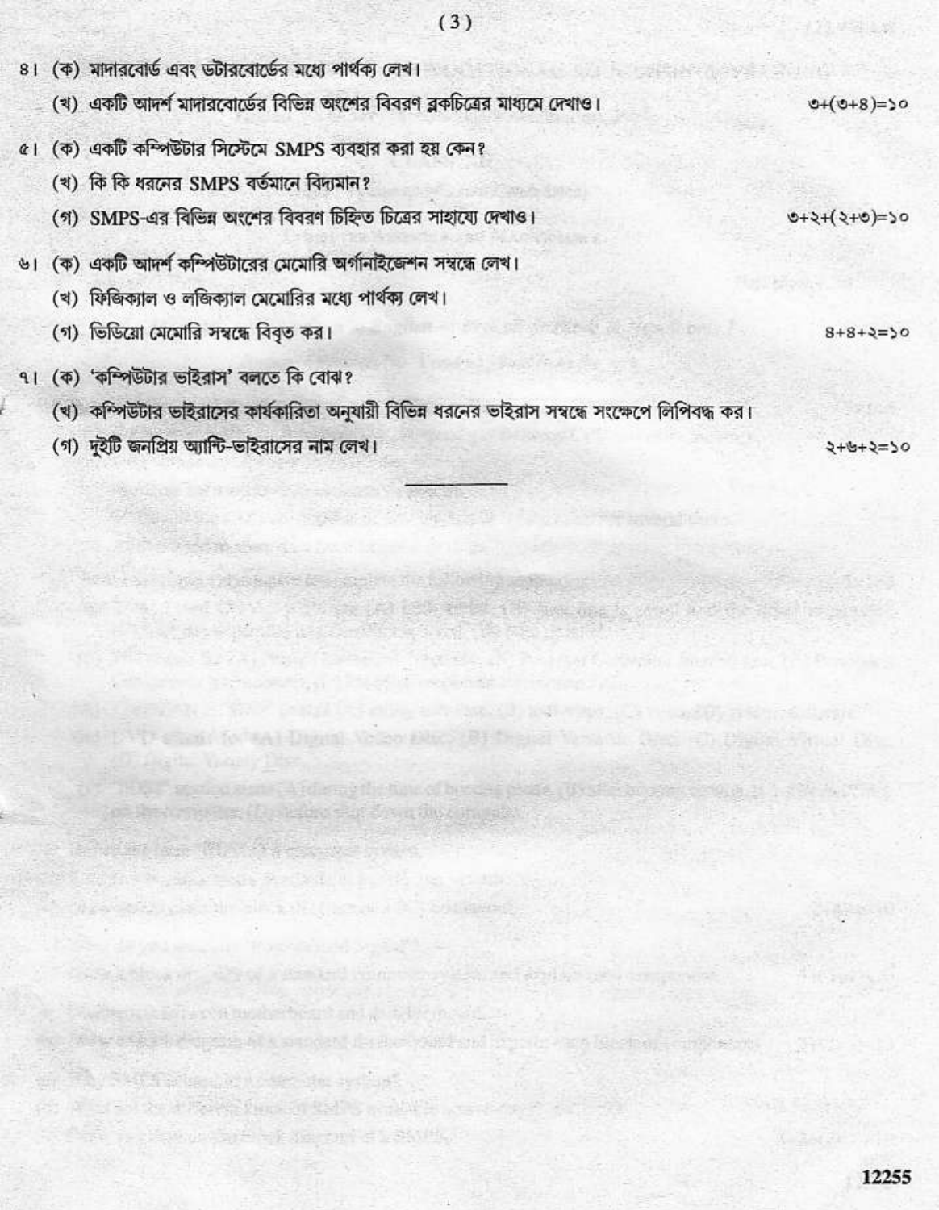৪। (ক) মাদারবোর্ড এবং ডটারবোর্ডের মধ্যে পার্থক্য লেখ।

(খ) একটি আদর্শ মাদারবোর্ডের বিভিন্ন অংশের বিবরণ ব্লকচিত্রের মাধ্যমে দেখাও। ৩+(৩+৪)=১০

৫। (ক) একটি কম্পিউটার সিস্টেমে SMPS ব্যবহার করা হয় কেন?

(খ) কি কি ধরনের SMPS বর্তমানে বিদ্যমান?

(গ) SMPS-এর বিভিন্ন অংশের বিবরণ চিহ্নিত চিত্রের সাহায্যে দেখাও। ৩+২+(২+৩)=১০

৬। (ক) একটি আদর্শ কম্পিউটারের মেমোরি অর্গানাইজেশন সম্বন্ধে লেখ।

(খ) ফিজিক্যাল ও লজিক্যাল মেমোরির মধ্যে পার্থক্য লেখ।

(গ) ভিডিয়ো মেমোরি সম্বন্ধে বিবৃত কর। ৪+৪+২=১০

৭। (ক) 'কম্পিউটার ভাইরাস' বলতে কি বোঝ?

(খ) কম্পিউটার ভাইরাসের কার্যকারিতা অনুযায়ী বিভিন্ন ধরনের ভাইরাস সম্বন্ধে সংক্ষেপে লিপিবদ্ধ কর।

(গ) দুইটি জনপ্রিয় অ্যান্টি-ভাইরাসের নাম লেখ। ২+৬+২=১০

---